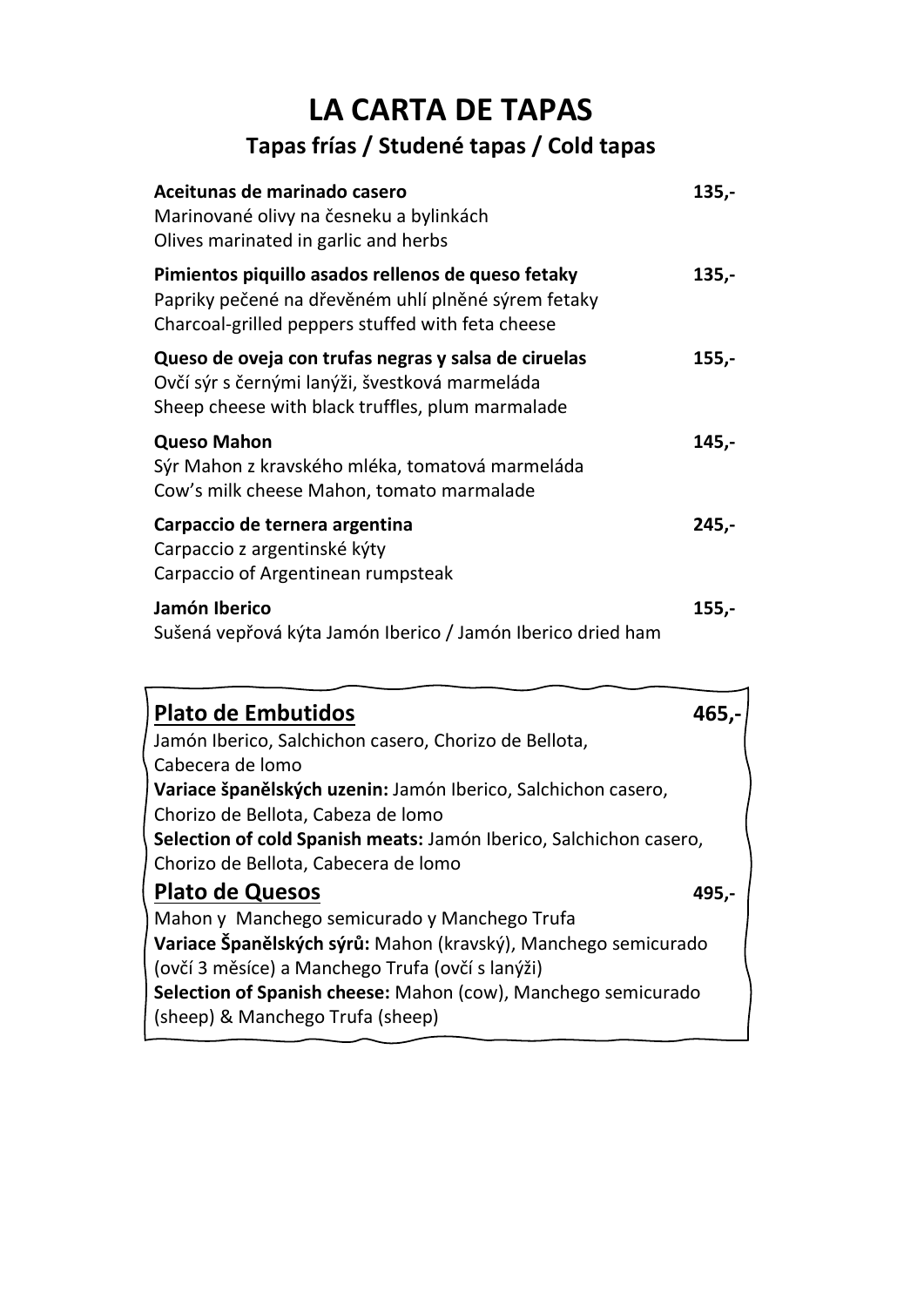# LA CARTA DE TAPAS

## Tapas frías / Studené tapas / Cold tapas

**Aceitunas de marinado casero** 135,-
Marinované olivy na česneku a bylinkách
Olives marinated in garlic and herbs

**Pimientos piquillo asados rellenos de queso fetaky** 135,-
Papriky pečené na dřevěném uhlí plněné sýrem fetaky
Charcoal-grilled peppers stuffed with feta cheese

**Queso de oveja con trufas negras y salsa de ciruelas** 155,-
Ovčí sýr s černými lanýži, švestková marmeláda
Sheep cheese with black truffles, plum marmalade

**Queso Mahon** 145,-
Sýr Mahon z kravského mléka, tomatová marmeláda
Cow's milk cheese Mahon, tomato marmalade

**Carpaccio de ternera argentina** 245,-
Carpaccio z argentinské kýty
Carpaccio of Argentinean rumpsteak

**Jamón Iberico** 155,-
Sušená vepřová kýta Jamón Iberico / Jamón Iberico dried ham

**Plato de Embutidos** 465,-
Jamón Iberico, Salchichon casero, Chorizo de Bellota, Cabecera de lomo
**Variace španělských uzenin:** Jamón Iberico, Salchichon casero, Chorizo de Bellota, Cabeza de lomo
**Selection of cold Spanish meats:** Jamón Iberico, Salchichon casero, Chorizo de Bellota, Cabecera de lomo

**Plato de Quesos** 495,-
Mahon y Manchego semicurado y Manchego Trufa
**Variace Španělských sýrů:** Mahon (kravský), Manchego semicurado (ovčí 3 měsíce) a Manchego Trufa (ovčí s lanýži)
**Selection of Spanish cheese:** Mahon (cow), Manchego semicurado (sheep) & Manchego Trufa (sheep)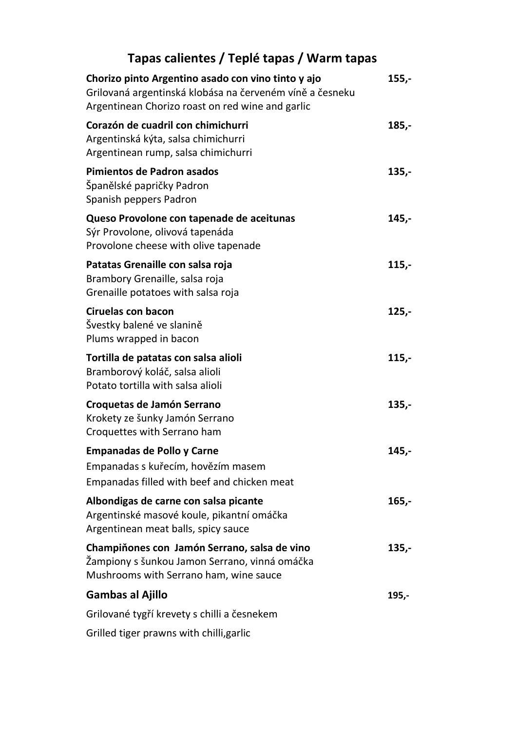# Tapas calientes / Teplé tapas / Warm tapas

**Chorizo pinto Argentino asado con vino tinto y ajo** **155,-**
Grilovaná argentinská klobása na červeném víně a česneku
Argentinean Chorizo roast on red wine and garlic

**Corazón de cuadril con chimichurri** **185,-**
Argentinská kýta, salsa chimichurri
Argentinean rump, salsa chimichurri

**Pimientos de Padron asados** **135,-**
Španělské papričky Padron
Spanish peppers Padron

**Queso Provolone con tapenade de aceitunas** **145,-**
Sýr Provolone, olivová tapenáda
Provolone cheese with olive tapenade

**Patatas Grenaille con salsa roja** **115,-**
Brambory Grenaille, salsa roja
Grenaille potatoes with salsa roja

**Ciruelas con bacon** **125,-**
Švestky balené ve slanině
Plums wrapped in bacon

**Tortilla de patatas con salsa alioli** **115,-**
Bramborový koláč, salsa alioli
Potato tortilla with salsa alioli

**Croquetas de Jamón Serrano** **135,-**
Krokety ze šunky Jamón Serrano
Croquettes with Serrano ham

**Empanadas de Pollo y Carne** **145,-**
Empanadas s kuřecím, hovězím masem
Empanadas filled with beef and chicken meat

**Albondigas de carne con salsa picante** **165,-**
Argentinské masové koule, pikantní omáčka
Argentinean meat balls, spicy sauce

**Champiňones con Jamón Serrano, salsa de vino** **135,-**
Žampiony s šunkou Jamon Serrano, vinná omáčka
Mushrooms with Serrano ham, wine sauce

**Gambas al Ajillo** **195,-**
Grilované tygří krevety s chilli a česnekem
Grilled tiger prawns with chilli,garlic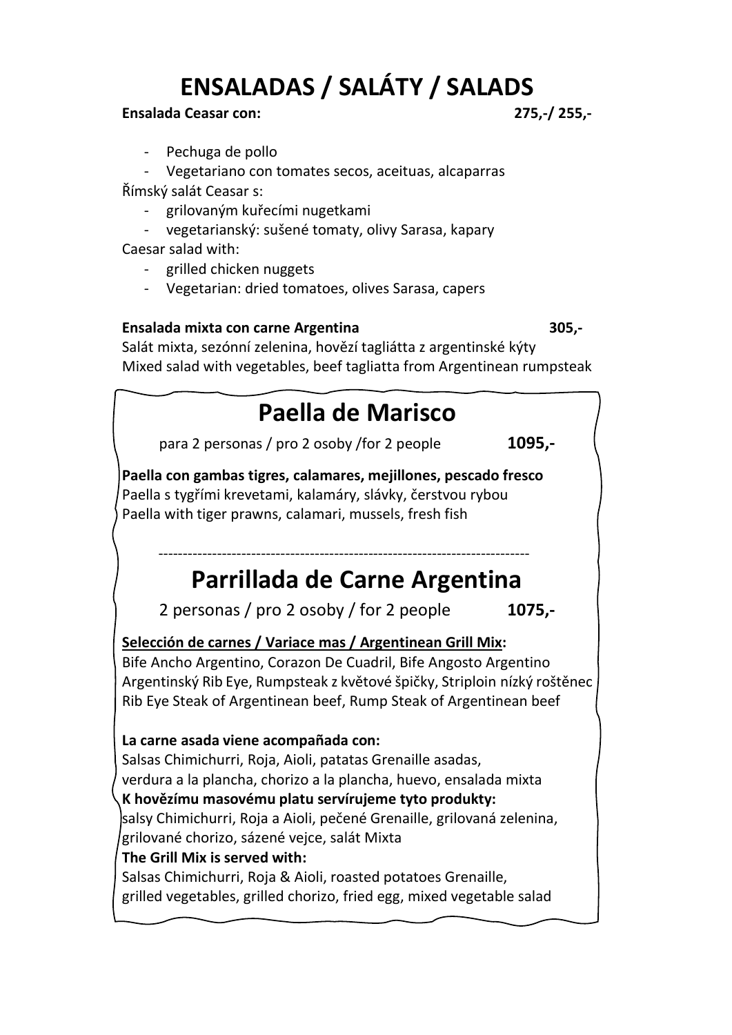# ENSALADAS / SALÁTY / SALADS

**Ensalada Ceasar con:** **275,-/ 255,-**

- Pechuga de pollo
- Vegetariano con tomates secos, aceituas, alcaparras

Římský salát Ceasar s:

- grilovaným kuřecími nugetkami
- vegetarianský: sušené tomaty, olivy Sarasa, kapary

Caesar salad with:

- grilled chicken nuggets
- Vegetarian: dried tomatoes, olives Sarasa, capers

**Ensalada mixta con carne Argentina** **305,-**

Salát mixta, sezónní zelenina, hovězí tagliátta z argentinské kýty
Mixed salad with vegetables, beef tagliatta from Argentinean rumpsteak

## Paella de Marisco

para 2 personas / pro 2 osoby /for 2 people **1095,-**

**Paella con gambas tigres, calamares, mejillones, pescado fresco**
Paella s tygřími krevetami, kalamáry, slávky, čerstvou rybou
Paella with tiger prawns, calamari, mussels, fresh fish

---

## Parrillada de Carne Argentina

2 personas / pro 2 osoby / for 2 people **1075,-**

**Selección de carnes / Variace mas / Argentinean Grill Mix:**
Bife Ancho Argentino, Corazon De Cuadril, Bife Angosto Argentino
Argentinský Rib Eye, Rumpsteak z květové špičky, Striploin nízký roštěnec
Rib Eye Steak of Argentinean beef, Rump Steak of Argentinean beef

**La carne asada viene acompañada con:**
Salsas Chimichurri, Roja, Aioli, patatas Grenaille asadas,
verdura a la plancha, chorizo a la plancha, huevo, ensalada mixta
**K hovězímu masovému platu servírujeme tyto produkty:**
salsy Chimichurri, Roja a Aioli, pečené Grenaille, grilovaná zelenina,
grilované chorizo, sázené vejce, salát Mixta
**The Grill Mix is served with:**
Salsas Chimichurri, Roja & Aioli, roasted potatoes Grenaille,
grilled vegetables, grilled chorizo, fried egg, mixed vegetable salad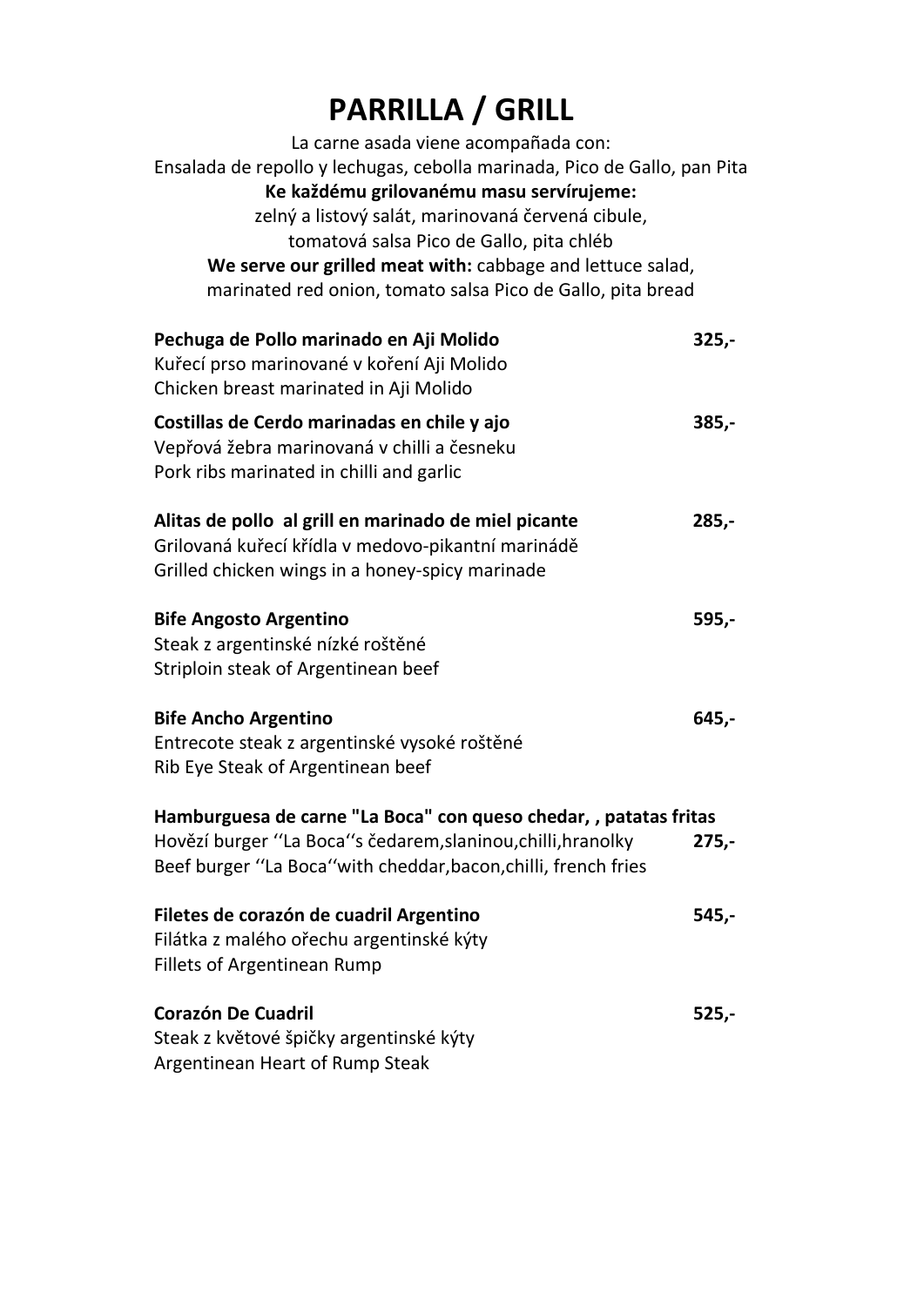# PARRILLA / GRILL

La carne asada viene acompañada con:
Ensalada de repollo y lechugas, cebolla marinada, Pico de Gallo, pan Pita

**Ke každému grilovanému masu servírujeme:**
zelný a listový salát, marinovaná červená cibule,
tomatová salsa Pico de Gallo, pita chléb

**We serve our grilled meat with:** cabbage and lettuce salad,
marinated red onion, tomato salsa Pico de Gallo, pita bread

**Pechuga de Pollo marinado en Aji Molido** 325,-
Kuřecí prso marinované v koření Aji Molido
Chicken breast marinated in Aji Molido

**Costillas de Cerdo marinadas en chile y ajo** 385,-
Vepřová žebra marinovaná v chilli a česneku
Pork ribs marinated in chilli and garlic

**Alitas de pollo al grill en marinado de miel picante** 285,-
Grilovaná kuřecí křídla v medovo-pikantní marinádě
Grilled chicken wings in a honey-spicy marinade

**Bife Angosto Argentino** 595,-
Steak z argentinské nízké roštěné
Striploin steak of Argentinean beef

**Bife Ancho Argentino** 645,-
Entrecote steak z argentinské vysoké roštěné
Rib Eye Steak of Argentinean beef

**Hamburguesa de carne "La Boca" con queso chedar, , patatas fritas**
Hovězí burger ''La Boca''s čedarem,slaninou,chilli,hranolky 275,-
Beef burger ''La Boca''with cheddar,bacon,chilli, french fries

**Filetes de corazón de cuadril Argentino** 545,-
Filátka z malého ořechu argentinské kýty
Fillets of Argentinean Rump

**Corazón De Cuadril** 525,-
Steak z květové špičky argentinské kýty
Argentinean Heart of Rump Steak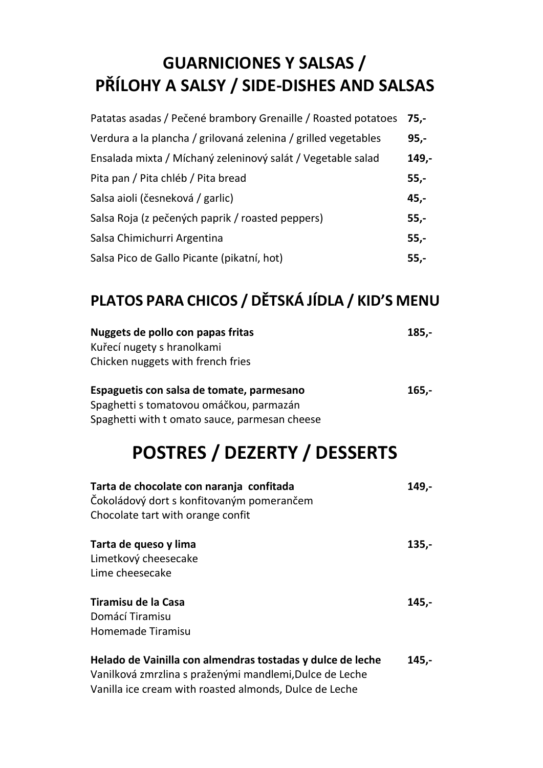# GUARNICIONES Y SALSAS / PŘÍLOHY A SALSY / SIDE-DISHES AND SALSAS

| | |
|---|---|
| Patatas asadas / Pečené brambory Grenaille / Roasted potatoes | **75,-** |
| Verdura a la plancha / grilovaná zelenina / grilled vegetables | **95,-** |
| Ensalada mixta / Míchaný zeleninový salát / Vegetable salad | **149,-** |
| Pita pan / Pita chléb / Pita bread | **55,-** |
| Salsa aioli (česneková / garlic) | **45,-** |
| Salsa Roja (z pečených paprik / roasted peppers) | **55,-** |
| Salsa Chimichurri Argentina | **55,-** |
| Salsa Pico de Gallo Picante (pikatní, hot) | **55,-** |

## PLATOS PARA CHICOS / DĚTSKÁ JÍDLA / KID'S MENU

**Nuggets de pollo con papas fritas** **185,-**
Kuřecí nugety s hranolkami
Chicken nuggets with french fries

**Espaguetis con salsa de tomate, parmesano** **165,-**
Spaghetti s tomatovou omáčkou, parmazán
Spaghetti with t omato sauce, parmesan cheese

# POSTRES / DEZERTY / DESSERTS

**Tarta de chocolate con naranja confitada** **149,-**
Čokoládový dort s konfitovaným pomerančem
Chocolate tart with orange confit

**Tarta de queso y lima** **135,-**
Limetkový cheesecake
Lime cheesecake

**Tiramisu de la Casa** **145,-**
Domácí Tiramisu
Homemade Tiramisu

**Helado de Vainilla con almendras tostadas y dulce de leche** **145,-**
Vanilková zmrzlina s praženými mandlemi,Dulce de Leche
Vanilla ice cream with roasted almonds, Dulce de Leche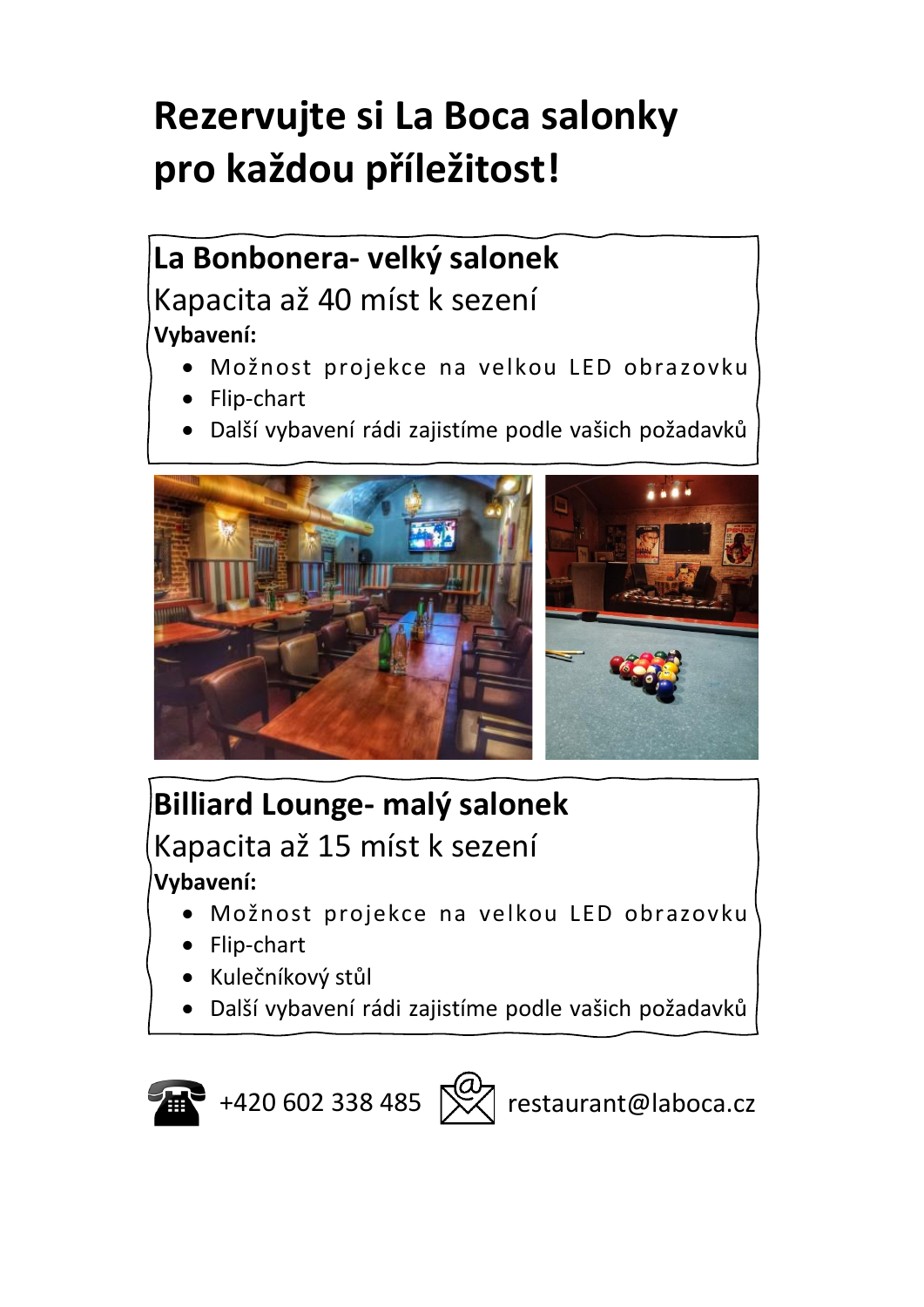# Rezervujte si La Boca salonky pro každou příležitost!

## La Bonbonera- velký salonek

Kapacita až 40 míst k sezení

**Vybavení:**

- Možnost projekce na velkou LED obrazovku
- Flip-chart
- Další vybavení rádi zajistíme podle vašich požadavků

## Billiard Lounge- malý salonek

Kapacita až 15 míst k sezení

**Vybavení:**

- Možnost projekce na velkou LED obrazovku
- Flip-chart
- Kulečníkový stůl
- Další vybavení rádi zajistíme podle vašich požadavků

+420 602 338 485 restaurant@laboca.cz